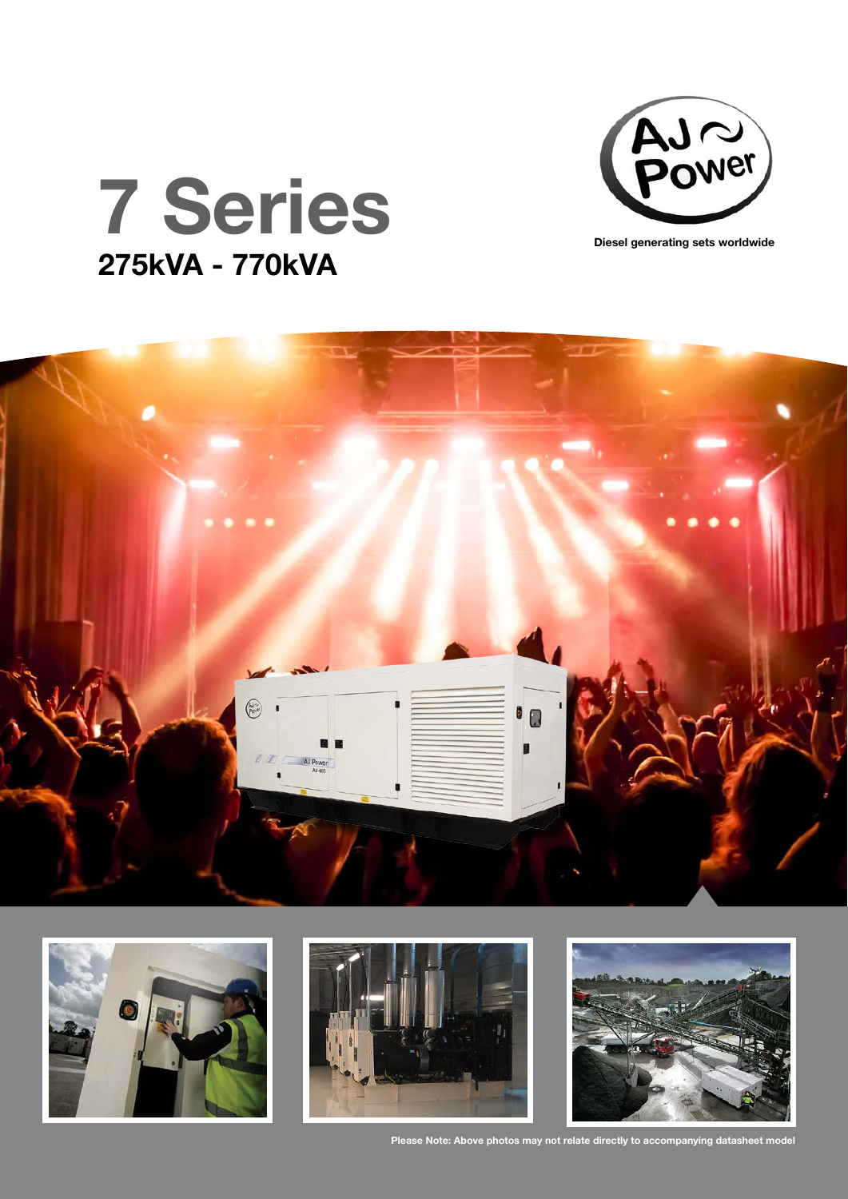# 7 Series

## 275kVA - 770kVA

AJ Power

Diesel generating sets worldwide

Please Note: Above photos may not relate directly to accompanying datasheet model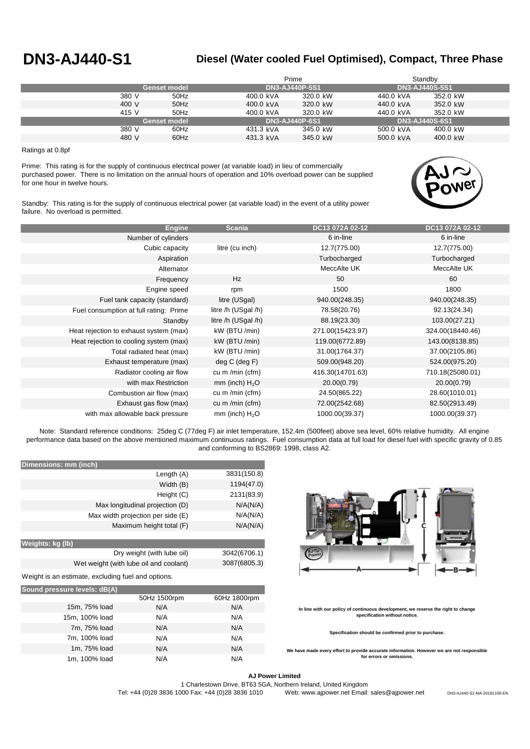# DN3-AJ440-S1

## Diesel (Water cooled Fuel Optimised), Compact, Three Phase

| | | Prime | | Standby | |
|---|---|---|---|---|---|
| **Genset model** | | **DN3-AJ440P-5S1** | | **DN3-AJ440S-5S1** | |
| 380 V | 50Hz | 400.0 kVA | 320.0 kW | 440.0 kVA | 352.0 kW |
| 400 V | 50Hz | 400.0 kVA | 320.0 kW | 440.0 kVA | 352.0 kW |
| 415 V | 50Hz | 400.0 kVA | 320.0 kW | 440.0 kVA | 352.0 kW |
| **Genset model** | | **DN3-AJ440P-6S1** | | **DN3-AJ440S-6S1** | |
| 380 V | 60Hz | 431.3 kVA | 345.0 kW | 500.0 kVA | 400.0 kW |
| 480 V | 60Hz | 431.3 kVA | 345.0 kW | 500.0 kVA | 400.0 kW |

Ratings at 0.8pf

Prime: This rating is for the supply of continuous electrical power (at variable load) in lieu of commercially purchased power. There is no limitation on the annual hours of operation and 10% overload power can be supplied for one hour in twelve hours.

Standby: This rating is for the supply of continuous electrical power (at variable load) in the event of a utility power failure. No overload is permitted.

| Engine | Scania | DC13 072A 02-12 | DC13 072A 02-12 |
|---|---|---|---|
| Number of cylinders | | 6 in-line | 6 in-line |
| Cubic capacity | litre (cu inch) | 12.7(775.00) | 12.7(775.00) |
| Aspiration | | Turbocharged | Turbocharged |
| Alternator | | MeccAlte UK | MeccAlte UK |
| Frequency | Hz | 50 | 60 |
| Engine speed | rpm | 1500 | 1800 |
| Fuel tank capacity (standard) | litre (USgal) | 940.00(248.35) | 940.00(248.35) |
| Fuel consumption at full rating: Prime | litre /h (USgal /h) | 78.58(20.76) | 92.13(24.34) |
| Standby | litre /h (USgal /h) | 88.19(23.30) | 103.00(27.21) |
| Heat rejection to exhaust system (max) | kW (BTU /min) | 271.00(15423.97) | 324.00(18440.46) |
| Heat rejection to cooling system (max) | kW (BTU /min) | 119.00(6772.89) | 143.00(8138.85) |
| Total radiated heat (max) | kW (BTU /min) | 31.00(1764.37) | 37.00(2105.86) |
| Exhaust temperature (max) | deg C (deg F) | 509.00(948.20) | 524.00(975.20) |
| Radiator cooling air flow | cu m /min (cfm) | 416.30(14701.63) | 710.18(25080.01) |
| with max Restriction | mm (inch) $H_2O$ | 20.00(0.79) | 20.00(0.79) |
| Combustion air flow (max) | cu m /min (cfm) | 24.50(865.22) | 28.60(1010.01) |
| Exhaust gas flow (max) | cu m /min (cfm) | 72.00(2542.68) | 82.50(2913.49) |
| with max allowable back pressure | mm (inch) $H_2O$ | 1000.00(39.37) | 1000.00(39.37) |

Note: Standard reference conditions: 25deg C (77deg F) air inlet temperature, 152.4m (500feet) above sea level, 60% relative humidity. All engine performance data based on the above mentioned maximum continuous ratings. Fuel consumption data at full load for diesel fuel with specific gravity of 0.85 and conforming to BS2869: 1998, class A2.

| Dimensions: mm (inch) | |
|---|---|
| Length (A) | 3831(150.8) |
| Width (B) | 1194(47.0) |
| Height (C) | 2131(83.9) |
| Max longitudinal projection (D) | N/A(N/A) |
| Max width projection per side (E) | N/A(N/A) |
| Maximum height total (F) | N/A(N/A) |

| Weights: kg (lb) | |
|---|---|
| Dry weight (with lube oil) | 3042(6706.1) |
| Wet weight (with lube oil and coolant) | 3087(6805.3) |

Weight is an estimate, excluding fuel and options.

| Sound pressure levels: dB(A) | 50Hz 1500rpm | 60Hz 1800rpm |
|---|---|---|
| 15m, 75% load | N/A | N/A |
| 15m, 100% load | N/A | N/A |
| 7m, 75% load | N/A | N/A |
| 7m, 100% load | N/A | N/A |
| 1m, 75% load | N/A | N/A |
| 1m, 100% load | N/A | N/A |

**In line with our policy of continuous development, we reserve the right to change specification without notice.**

**Specification should be confirmed prior to purchase.**

**We have made every effort to provide accurate information. However we are not responsible for errors or omissions.**

**AJ Power Limited**

1 Charlestown Drive, BT63 5GA, Northern Ireland, United Kingdom

Tel: +44 (0)28 3836 1000 Fax: +44 (0)28 3836 1010 Web: www.ajpower.net Email: sales@ajpower.net

DN3-AJ440-S1-MA-20181108-EN